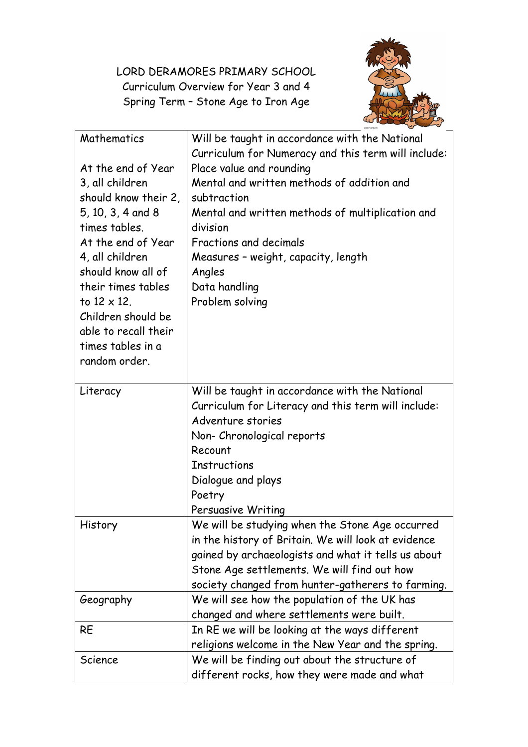LORD DERAMORES PRIMARY SCHOOL
Curriculum Overview for Year 3 and 4
Spring Term – Stone Age to Iron Age

| | |
|---|---|
| Mathematics<br><br>At the end of Year 3, all children should know their 2, 5, 10, 3, 4 and 8 times tables.<br>At the end of Year 4, all children should know all of their times tables to 12 x 12.<br>Children should be able to recall their times tables in a random order. | Will be taught in accordance with the National Curriculum for Numeracy and this term will include:<br>Place value and rounding<br>Mental and written methods of addition and subtraction<br>Mental and written methods of multiplication and division<br>Fractions and decimals<br>Measures – weight, capacity, length<br>Angles<br>Data handling<br>Problem solving |
| Literacy | Will be taught in accordance with the National Curriculum for Literacy and this term will include:<br>Adventure stories<br>Non- Chronological reports<br>Recount<br>Instructions<br>Dialogue and plays<br>Poetry<br>Persuasive Writing |
| History | We will be studying when the Stone Age occurred in the history of Britain. We will look at evidence gained by archaeologists and what it tells us about Stone Age settlements. We will find out how society changed from hunter-gatherers to farming. |
| Geography | We will see how the population of the UK has changed and where settlements were built. |
| RE | In RE we will be looking at the ways different religions welcome in the New Year and the spring. |
| Science | We will be finding out about the structure of different rocks, how they were made and what |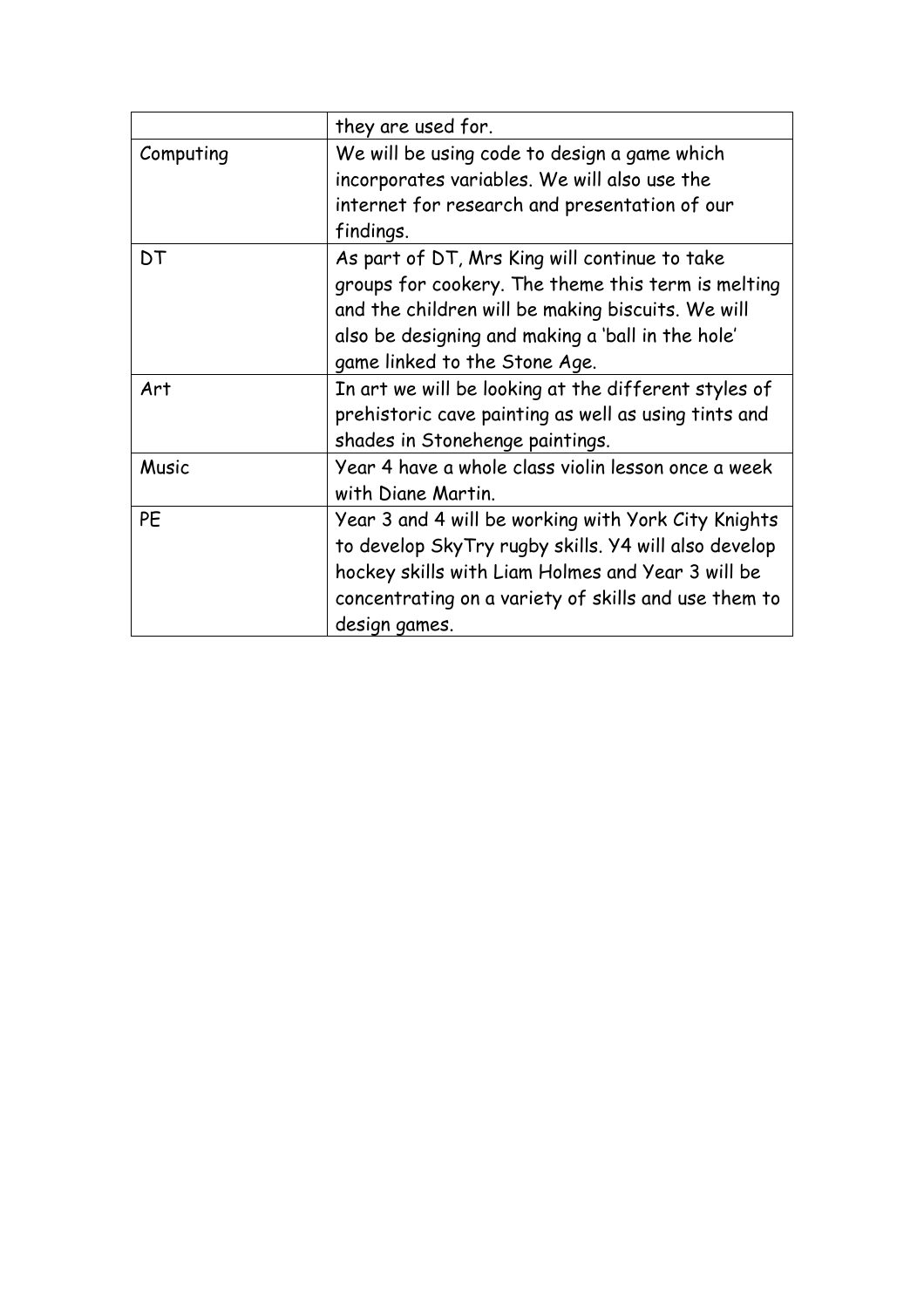| | |
|---|---|
| | they are used for. |
| Computing | We will be using code to design a game which incorporates variables. We will also use the internet for research and presentation of our findings. |
| DT | As part of DT, Mrs King will continue to take groups for cookery. The theme this term is melting and the children will be making biscuits. We will also be designing and making a 'ball in the hole' game linked to the Stone Age. |
| Art | In art we will be looking at the different styles of prehistoric cave painting as well as using tints and shades in Stonehenge paintings. |
| Music | Year 4 have a whole class violin lesson once a week with Diane Martin. |
| PE | Year 3 and 4 will be working with York City Knights to develop SkyTry rugby skills. Y4 will also develop hockey skills with Liam Holmes and Year 3 will be concentrating on a variety of skills and use them to design games. |